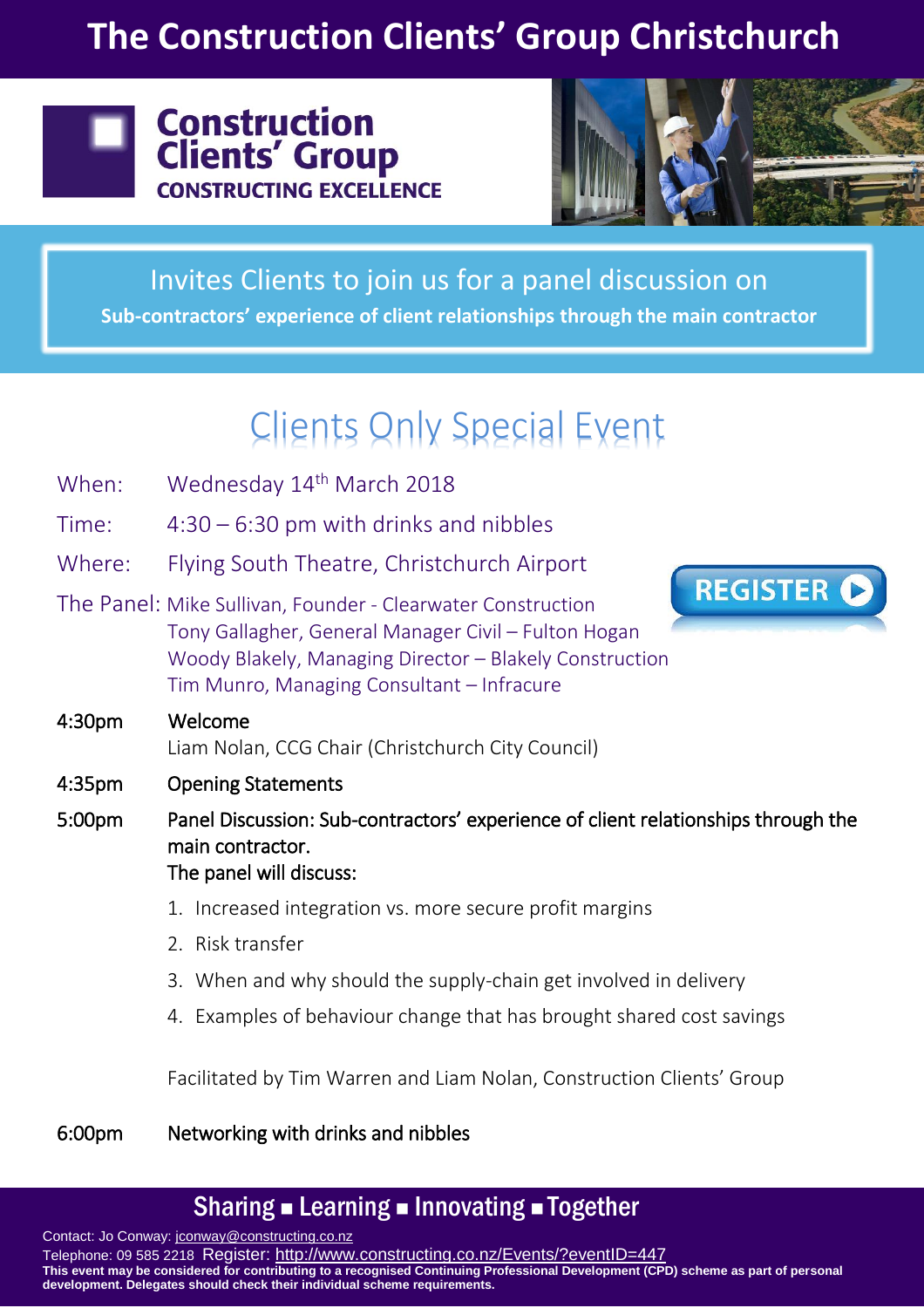# The Construction Clients' Group Christchurch

**Construction Clients' Group**
**CONSTRUCTING EXCELLENCE**

Invites Clients to join us for a panel discussion on
**Sub-contractors' experience of client relationships through the main contractor**

## Clients Only Special Event

When: Wednesday 14th March 2018

Time: 4:30 – 6:30 pm with drinks and nibbles

Where: Flying South Theatre, Christchurch Airport

REGISTER

The Panel:
- Mike Sullivan, Founder - Clearwater Construction
- Tony Gallagher, General Manager Civil – Fulton Hogan
- Woody Blakely, Managing Director – Blakely Construction
- Tim Munro, Managing Consultant – Infracure

**4:30pm** Welcome
Liam Nolan, CCG Chair (Christchurch City Council)

**4:35pm** Opening Statements

**5:00pm** Panel Discussion: Sub-contractors' experience of client relationships through the main contractor.
The panel will discuss:

1. Increased integration vs. more secure profit margins
2. Risk transfer
3. When and why should the supply-chain get involved in delivery
4. Examples of behaviour change that has brought shared cost savings

Facilitated by Tim Warren and Liam Nolan, Construction Clients' Group

**6:00pm** Networking with drinks and nibbles

**Sharing ▪ Learning ▪ Innovating ▪ Together**

Contact: Jo Conway: jconway@constructing.co.nz
Telephone: 09 585 2218 Register: http://www.constructing.co.nz/Events/?eventID=447
**This event may be considered for contributing to a recognised Continuing Professional Development (CPD) scheme as part of personal development. Delegates should check their individual scheme requirements.**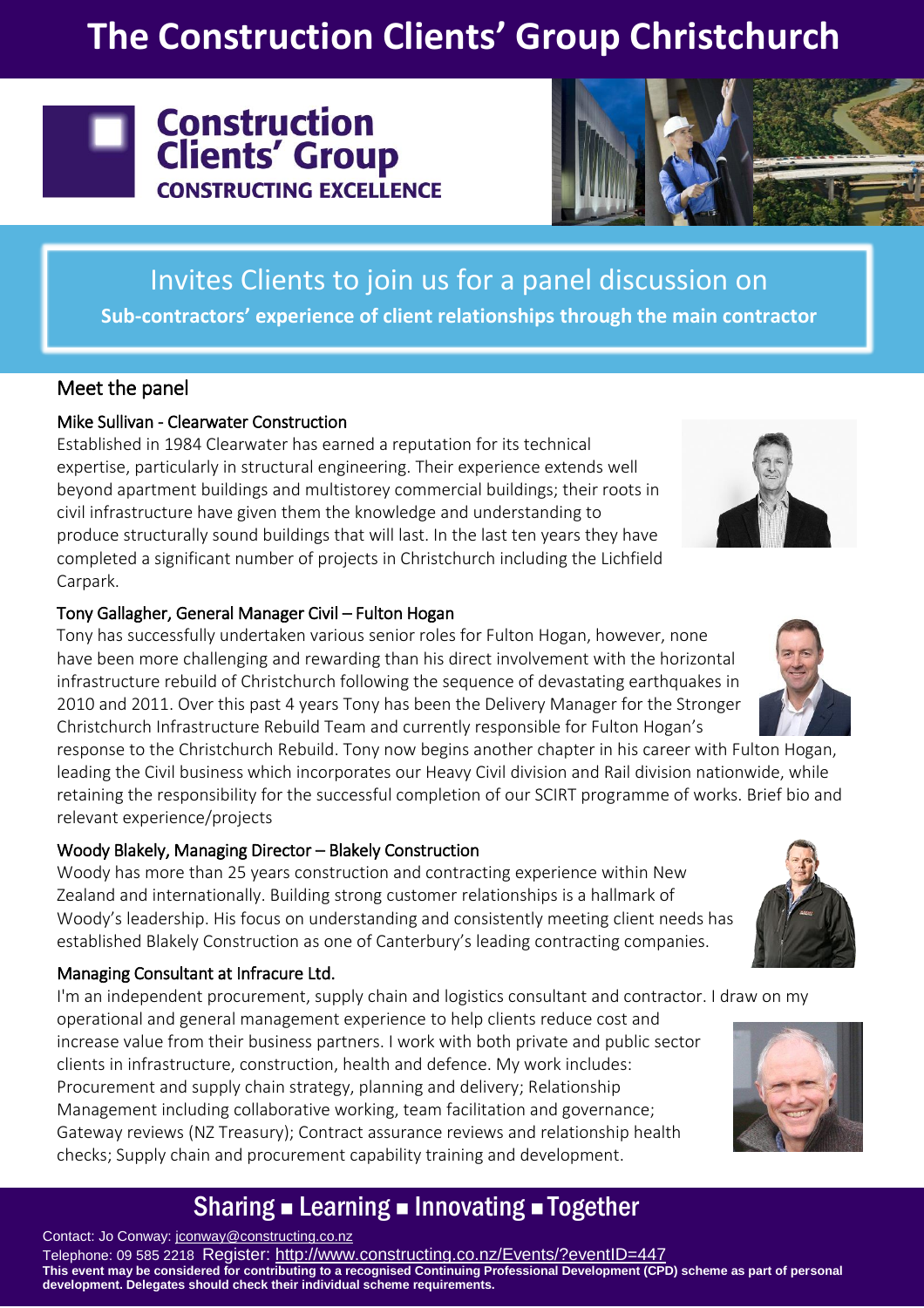# The Construction Clients' Group Christchurch

**Construction Clients' Group**
**CONSTRUCTING EXCELLENCE**

Invites Clients to join us for a panel discussion on

**Sub-contractors' experience of client relationships through the main contractor**

## Meet the panel

### Mike Sullivan - Clearwater Construction

Established in 1984 Clearwater has earned a reputation for its technical expertise, particularly in structural engineering. Their experience extends well beyond apartment buildings and multistorey commercial buildings; their roots in civil infrastructure have given them the knowledge and understanding to produce structurally sound buildings that will last. In the last ten years they have completed a significant number of projects in Christchurch including the Lichfield Carpark.

### Tony Gallagher, General Manager Civil – Fulton Hogan

Tony has successfully undertaken various senior roles for Fulton Hogan, however, none have been more challenging and rewarding than his direct involvement with the horizontal infrastructure rebuild of Christchurch following the sequence of devastating earthquakes in 2010 and 2011. Over this past 4 years Tony has been the Delivery Manager for the Stronger Christchurch Infrastructure Rebuild Team and currently responsible for Fulton Hogan's response to the Christchurch Rebuild. Tony now begins another chapter in his career with Fulton Hogan, leading the Civil business which incorporates our Heavy Civil division and Rail division nationwide, while retaining the responsibility for the successful completion of our SCIRT programme of works. Brief bio and relevant experience/projects

### Woody Blakely, Managing Director – Blakely Construction

Woody has more than 25 years construction and contracting experience within New Zealand and internationally. Building strong customer relationships is a hallmark of Woody's leadership. His focus on understanding and consistently meeting client needs has established Blakely Construction as one of Canterbury's leading contracting companies.

### Managing Consultant at Infracure Ltd.

I'm an independent procurement, supply chain and logistics consultant and contractor. I draw on my operational and general management experience to help clients reduce cost and increase value from their business partners. I work with both private and public sector clients in infrastructure, construction, health and defence. My work includes: Procurement and supply chain strategy, planning and delivery; Relationship Management including collaborative working, team facilitation and governance; Gateway reviews (NZ Treasury); Contract assurance reviews and relationship health checks; Supply chain and procurement capability training and development.

**Sharing ■ Learning ■ Innovating ■ Together**

Contact: Jo Conway: jconway@constructing.co.nz

Telephone: 09 585 2218 Register: http://www.constructing.co.nz/Events/?eventID=447

**This event may be considered for contributing to a recognised Continuing Professional Development (CPD) scheme as part of personal development. Delegates should check their individual scheme requirements.**